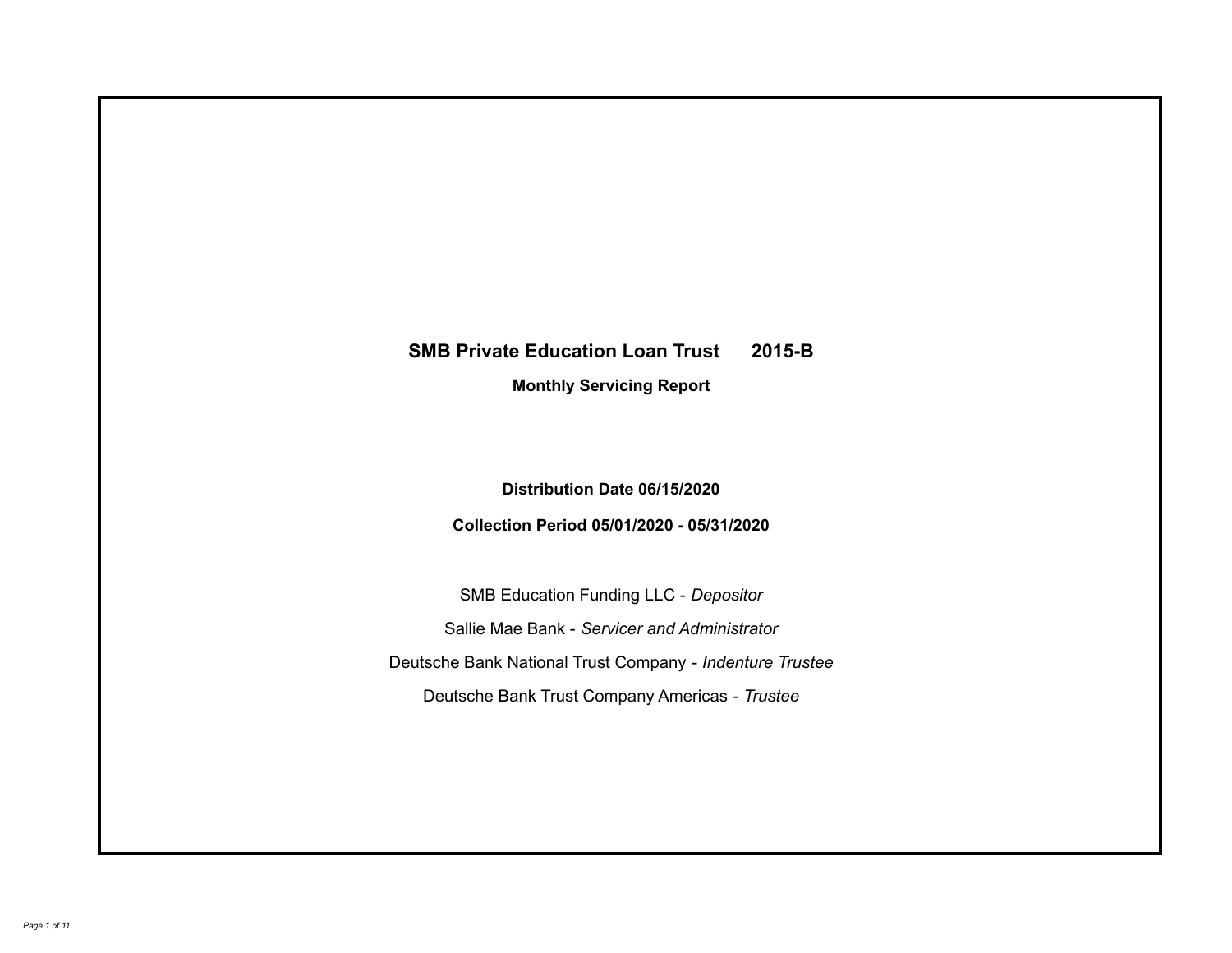# SMB Private Education Loan Trust 2015-B

## Monthly Servicing Report

**Distribution Date 06/15/2020**

**Collection Period 05/01/2020 - 05/31/2020**

SMB Education Funding LLC - *Depositor*

Sallie Mae Bank - *Servicer and Administrator*

Deutsche Bank National Trust Company - *Indenture Trustee*

Deutsche Bank Trust Company Americas - *Trustee*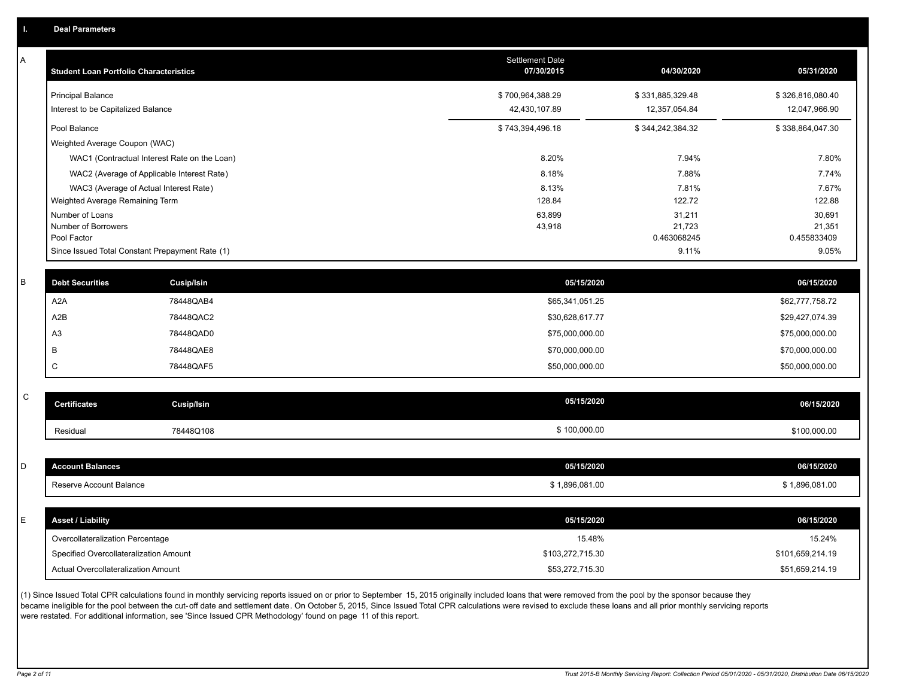# I. Deal Parameters

## A

| Student Loan Portfolio Characteristics | Settlement Date 07/30/2015 | 04/30/2020 | 05/31/2020 |
|---|---|---|---|
| Principal Balance | $ 700,964,388.29 | $ 331,885,329.48 | $ 326,816,080.40 |
| Interest to be Capitalized Balance | 42,430,107.89 | 12,357,054.84 | 12,047,966.90 |
| Pool Balance | $ 743,394,496.18 | $ 344,242,384.32 | $ 338,864,047.30 |
| Weighted Average Coupon (WAC) | | | |
| WAC1 (Contractual Interest Rate on the Loan) | 8.20% | 7.94% | 7.80% |
| WAC2 (Average of Applicable Interest Rate) | 8.18% | 7.88% | 7.74% |
| WAC3 (Average of Actual Interest Rate) | 8.13% | 7.81% | 7.67% |
| Weighted Average Remaining Term | 128.84 | 122.72 | 122.88 |
| Number of Loans | 63,899 | 31,211 | 30,691 |
| Number of Borrowers | 43,918 | 21,723 | 21,351 |
| Pool Factor | | 0.463068245 | 0.455833409 |
| Since Issued Total Constant Prepayment Rate (1) | | 9.11% | 9.05% |

## B

| Debt Securities | Cusip/Isin | 05/15/2020 | 06/15/2020 |
|---|---|---|---|
| A2A | 78448QAB4 | $65,341,051.25 | $62,777,758.72 |
| A2B | 78448QAC2 | $30,628,617.77 | $29,427,074.39 |
| A3 | 78448QAD0 | $75,000,000.00 | $75,000,000.00 |
| B | 78448QAE8 | $70,000,000.00 | $70,000,000.00 |
| C | 78448QAF5 | $50,000,000.00 | $50,000,000.00 |

## C

| Certificates | Cusip/Isin | 05/15/2020 | 06/15/2020 |
|---|---|---|---|
| Residual | 78448Q108 | $ 100,000.00 | $100,000.00 |

## D

| Account Balances | 05/15/2020 | 06/15/2020 |
|---|---|---|
| Reserve Account Balance | $ 1,896,081.00 | $ 1,896,081.00 |

## E

| Asset / Liability | 05/15/2020 | 06/15/2020 |
|---|---|---|
| Overcollateralization Percentage | 15.48% | 15.24% |
| Specified Overcollateralization Amount | $103,272,715.30 | $101,659,214.19 |
| Actual Overcollateralization Amount | $53,272,715.30 | $51,659,214.19 |

(1) Since Issued Total CPR calculations found in monthly servicing reports issued on or prior to September 15, 2015 originally included loans that were removed from the pool by the sponsor because they became ineligible for the pool between the cut-off date and settlement date. On October 5, 2015, Since Issued Total CPR calculations were revised to exclude these loans and all prior monthly servicing reports were restated. For additional information, see 'Since Issued CPR Methodology' found on page 11 of this report.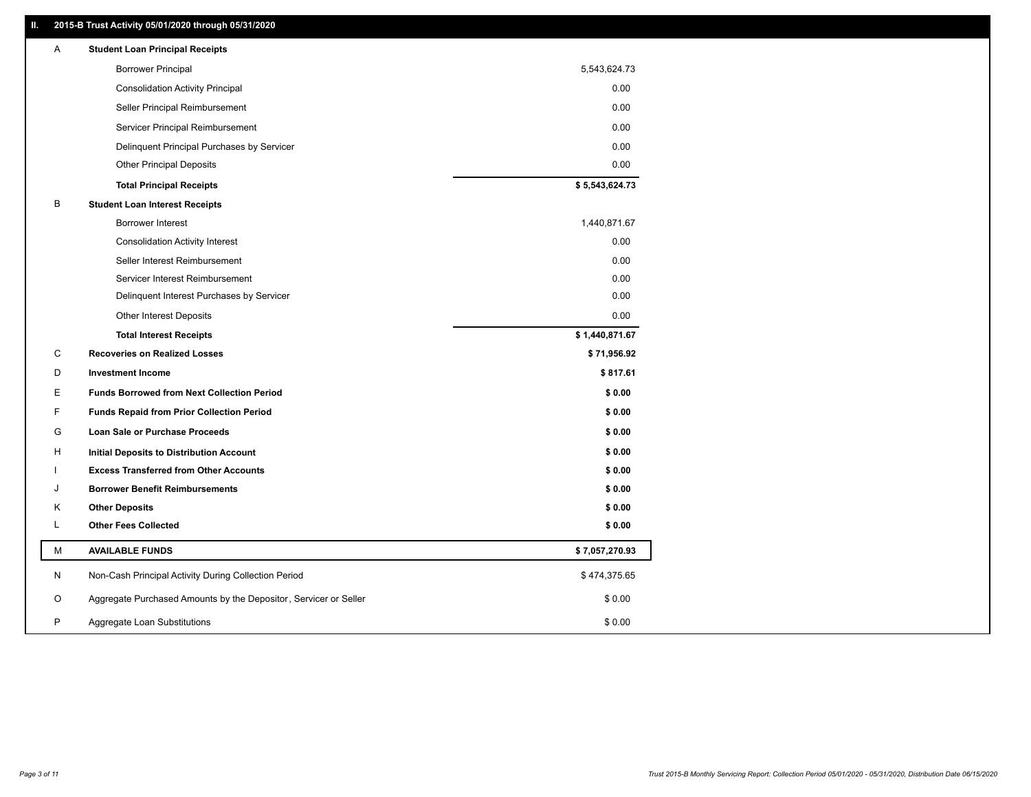## II. 2015-B Trust Activity 05/01/2020 through 05/31/2020

| | | |
|---|---|---|
| A | **Student Loan Principal Receipts** | |
| | Borrower Principal | 5,543,624.73 |
| | Consolidation Activity Principal | 0.00 |
| | Seller Principal Reimbursement | 0.00 |
| | Servicer Principal Reimbursement | 0.00 |
| | Delinquent Principal Purchases by Servicer | 0.00 |
| | Other Principal Deposits | 0.00 |
| | **Total Principal Receipts** | **$ 5,543,624.73** |
| B | **Student Loan Interest Receipts** | |
| | Borrower Interest | 1,440,871.67 |
| | Consolidation Activity Interest | 0.00 |
| | Seller Interest Reimbursement | 0.00 |
| | Servicer Interest Reimbursement | 0.00 |
| | Delinquent Interest Purchases by Servicer | 0.00 |
| | Other Interest Deposits | 0.00 |
| | **Total Interest Receipts** | **$ 1,440,871.67** |
| C | **Recoveries on Realized Losses** | **$ 71,956.92** |
| D | **Investment Income** | **$ 817.61** |
| E | **Funds Borrowed from Next Collection Period** | **$ 0.00** |
| F | **Funds Repaid from Prior Collection Period** | **$ 0.00** |
| G | **Loan Sale or Purchase Proceeds** | **$ 0.00** |
| H | **Initial Deposits to Distribution Account** | **$ 0.00** |
| I | **Excess Transferred from Other Accounts** | **$ 0.00** |
| J | **Borrower Benefit Reimbursements** | **$ 0.00** |
| K | **Other Deposits** | **$ 0.00** |
| L | **Other Fees Collected** | **$ 0.00** |
| M | **AVAILABLE FUNDS** | **$ 7,057,270.93** |
| N | Non-Cash Principal Activity During Collection Period | $ 474,375.65 |
| O | Aggregate Purchased Amounts by the Depositor, Servicer or Seller | $ 0.00 |
| P | Aggregate Loan Substitutions | $ 0.00 |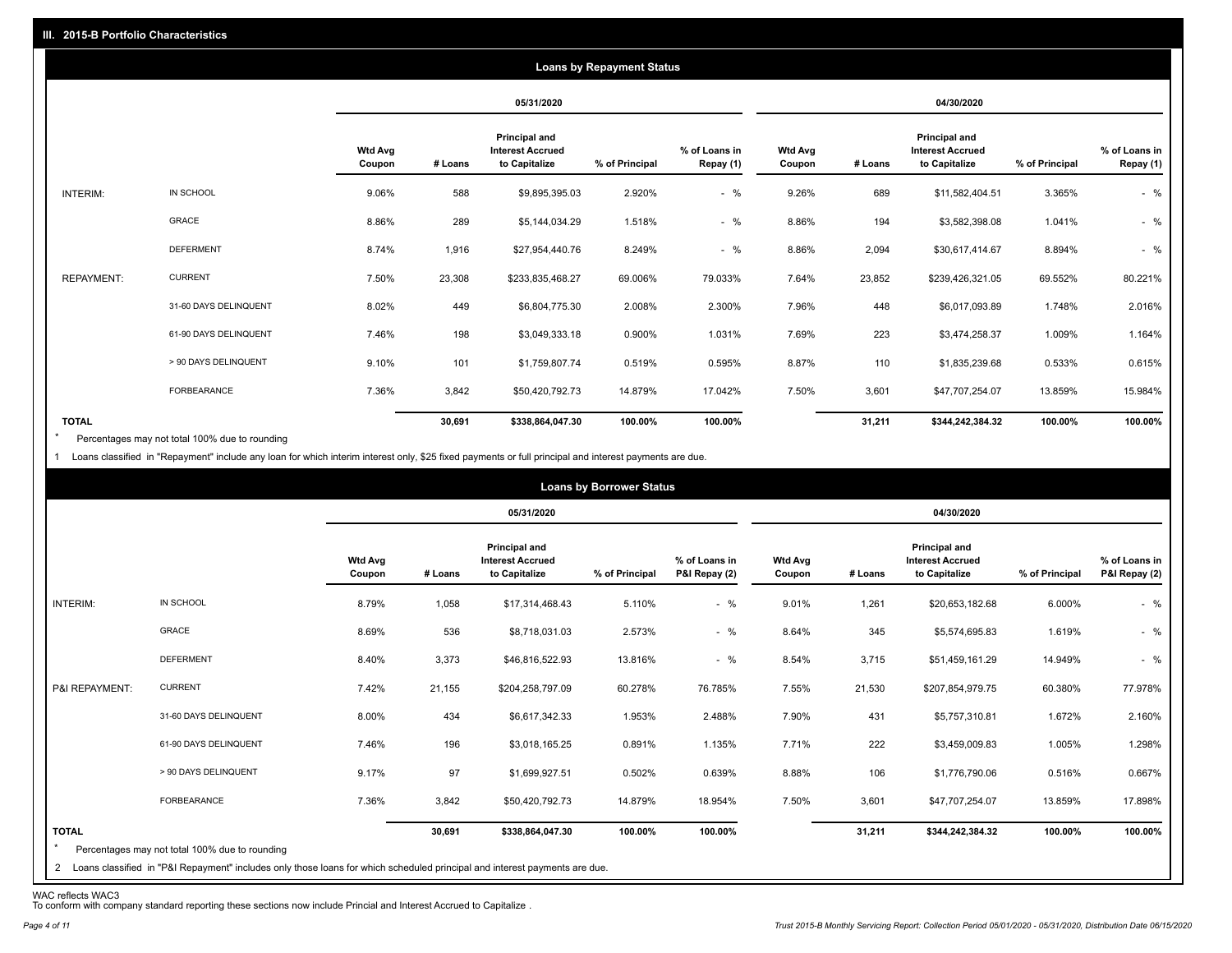## III. 2015-B Portfolio Characteristics

### Loans by Repayment Status

| | | 05/31/2020 | | | | | 04/30/2020 | | | | |
|---|---|---|---|---|---|---|---|---|---|---|---|
| | | Wtd Avg Coupon | # Loans | Principal and Interest Accrued to Capitalize | % of Principal | % of Loans in Repay (1) | Wtd Avg Coupon | # Loans | Principal and Interest Accrued to Capitalize | % of Principal | % of Loans in Repay (1) |
| INTERIM: | IN SCHOOL | 9.06% | 588 | $9,895,395.03 | 2.920% | - % | 9.26% | 689 | $11,582,404.51 | 3.365% | - % |
| | GRACE | 8.86% | 289 | $5,144,034.29 | 1.518% | - % | 8.86% | 194 | $3,582,398.08 | 1.041% | - % |
| | DEFERMENT | 8.74% | 1,916 | $27,954,440.76 | 8.249% | - % | 8.86% | 2,094 | $30,617,414.67 | 8.894% | - % |
| REPAYMENT: | CURRENT | 7.50% | 23,308 | $233,835,468.27 | 69.006% | 79.033% | 7.64% | 23,852 | $239,426,321.05 | 69.552% | 80.221% |
| | 31-60 DAYS DELINQUENT | 8.02% | 449 | $6,804,775.30 | 2.008% | 2.300% | 7.96% | 448 | $6,017,093.89 | 1.748% | 2.016% |
| | 61-90 DAYS DELINQUENT | 7.46% | 198 | $3,049,333.18 | 0.900% | 1.031% | 7.69% | 223 | $3,474,258.37 | 1.009% | 1.164% |
| | > 90 DAYS DELINQUENT | 9.10% | 101 | $1,759,807.74 | 0.519% | 0.595% | 8.87% | 110 | $1,835,239.68 | 0.533% | 0.615% |
| | FORBEARANCE | 7.36% | 3,842 | $50,420,792.73 | 14.879% | 17.042% | 7.50% | 3,601 | $47,707,254.07 | 13.859% | 15.984% |
| TOTAL | | | 30,691 | $338,864,047.30 | 100.00% | 100.00% | | 31,211 | $344,242,384.32 | 100.00% | 100.00% |

* Percentages may not total 100% due to rounding

1 Loans classified in "Repayment" include any loan for which interim interest only, $25 fixed payments or full principal and interest payments are due.

### Loans by Borrower Status

| | | 05/31/2020 | | | | | 04/30/2020 | | | | |
|---|---|---|---|---|---|---|---|---|---|---|---|
| | | Wtd Avg Coupon | # Loans | Principal and Interest Accrued to Capitalize | % of Principal | % of Loans in P&I Repay (2) | Wtd Avg Coupon | # Loans | Principal and Interest Accrued to Capitalize | % of Principal | % of Loans in P&I Repay (2) |
| INTERIM: | IN SCHOOL | 8.79% | 1,058 | $17,314,468.43 | 5.110% | - % | 9.01% | 1,261 | $20,653,182.68 | 6.000% | - % |
| | GRACE | 8.69% | 536 | $8,718,031.03 | 2.573% | - % | 8.64% | 345 | $5,574,695.83 | 1.619% | - % |
| | DEFERMENT | 8.40% | 3,373 | $46,816,522.93 | 13.816% | - % | 8.54% | 3,715 | $51,459,161.29 | 14.949% | - % |
| P&I REPAYMENT: | CURRENT | 7.42% | 21,155 | $204,258,797.09 | 60.278% | 76.785% | 7.55% | 21,530 | $207,854,979.75 | 60.380% | 77.978% |
| | 31-60 DAYS DELINQUENT | 8.00% | 434 | $6,617,342.33 | 1.953% | 2.488% | 7.90% | 431 | $5,757,310.81 | 1.672% | 2.160% |
| | 61-90 DAYS DELINQUENT | 7.46% | 196 | $3,018,165.25 | 0.891% | 1.135% | 7.71% | 222 | $3,459,009.83 | 1.005% | 1.298% |
| | > 90 DAYS DELINQUENT | 9.17% | 97 | $1,699,927.51 | 0.502% | 0.639% | 8.88% | 106 | $1,776,790.06 | 0.516% | 0.667% |
| | FORBEARANCE | 7.36% | 3,842 | $50,420,792.73 | 14.879% | 18.954% | 7.50% | 3,601 | $47,707,254.07 | 13.859% | 17.898% |
| TOTAL | | | 30,691 | $338,864,047.30 | 100.00% | 100.00% | | 31,211 | $344,242,384.32 | 100.00% | 100.00% |

* Percentages may not total 100% due to rounding

2 Loans classified in "P&I Repayment" includes only those loans for which scheduled principal and interest payments are due.

WAC reflects WAC3

To conform with company standard reporting these sections now include Princial and Interest Accrued to Capitalize .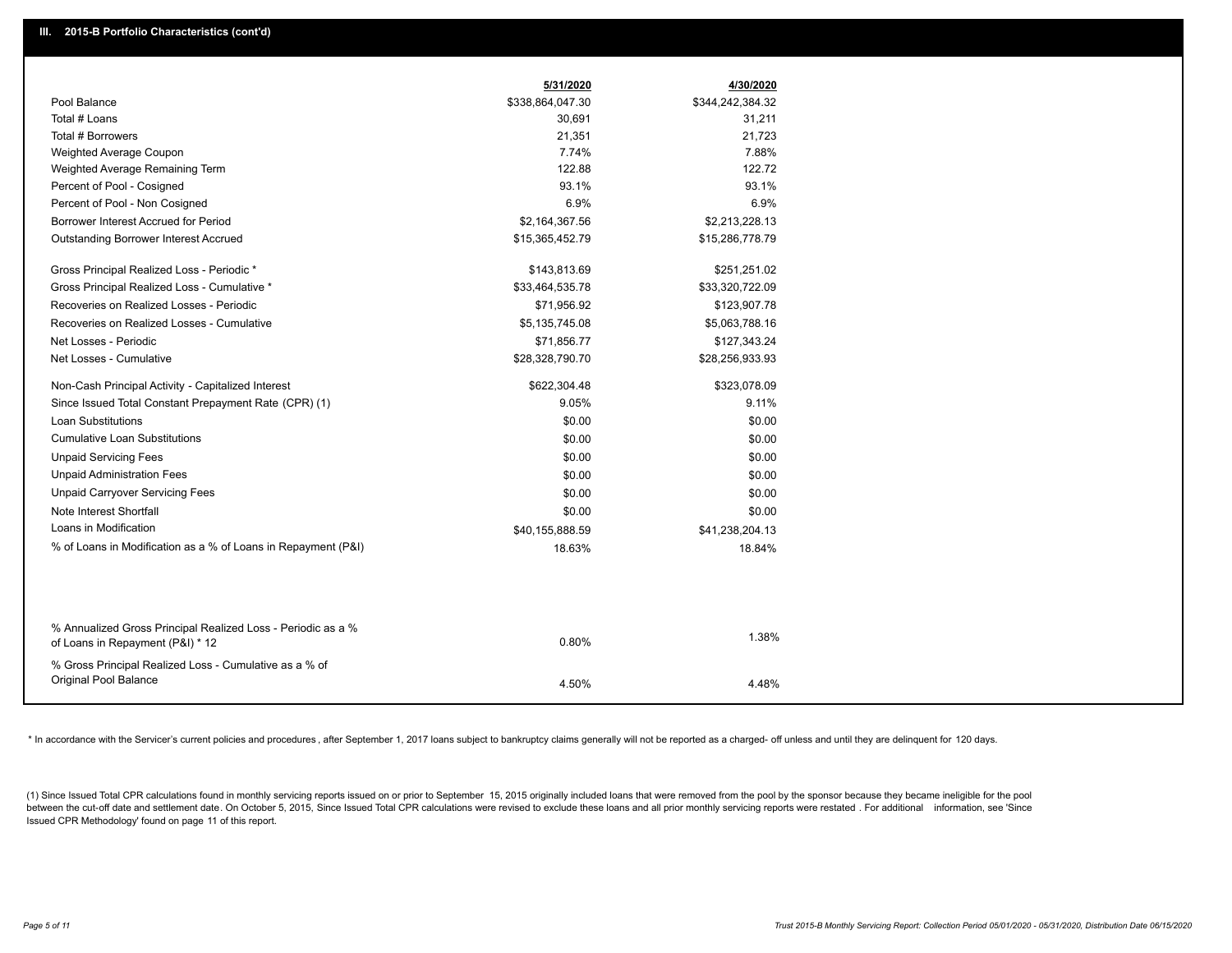## III. 2015-B Portfolio Characteristics (cont'd)

| | 5/31/2020 | 4/30/2020 |
|---|---|---|
| Pool Balance | $338,864,047.30 | $344,242,384.32 |
| Total # Loans | 30,691 | 31,211 |
| Total # Borrowers | 21,351 | 21,723 |
| Weighted Average Coupon | 7.74% | 7.88% |
| Weighted Average Remaining Term | 122.88 | 122.72 |
| Percent of Pool - Cosigned | 93.1% | 93.1% |
| Percent of Pool - Non Cosigned | 6.9% | 6.9% |
| Borrower Interest Accrued for Period | $2,164,367.56 | $2,213,228.13 |
| Outstanding Borrower Interest Accrued | $15,365,452.79 | $15,286,778.79 |
| Gross Principal Realized Loss - Periodic * | $143,813.69 | $251,251.02 |
| Gross Principal Realized Loss - Cumulative * | $33,464,535.78 | $33,320,722.09 |
| Recoveries on Realized Losses - Periodic | $71,956.92 | $123,907.78 |
| Recoveries on Realized Losses - Cumulative | $5,135,745.08 | $5,063,788.16 |
| Net Losses - Periodic | $71,856.77 | $127,343.24 |
| Net Losses - Cumulative | $28,328,790.70 | $28,256,933.93 |
| Non-Cash Principal Activity - Capitalized Interest | $622,304.48 | $323,078.09 |
| Since Issued Total Constant Prepayment Rate (CPR) (1) | 9.05% | 9.11% |
| Loan Substitutions | $0.00 | $0.00 |
| Cumulative Loan Substitutions | $0.00 | $0.00 |
| Unpaid Servicing Fees | $0.00 | $0.00 |
| Unpaid Administration Fees | $0.00 | $0.00 |
| Unpaid Carryover Servicing Fees | $0.00 | $0.00 |
| Note Interest Shortfall | $0.00 | $0.00 |
| Loans in Modification | $40,155,888.59 | $41,238,204.13 |
| % of Loans in Modification as a % of Loans in Repayment (P&I) | 18.63% | 18.84% |
| % Annualized Gross Principal Realized Loss - Periodic as a % of Loans in Repayment (P&I) * 12 | 0.80% | 1.38% |
| % Gross Principal Realized Loss - Cumulative as a % of Original Pool Balance | 4.50% | 4.48% |

* In accordance with the Servicer's current policies and procedures, after September 1, 2017 loans subject to bankruptcy claims generally will not be reported as a charged- off unless and until they are delinquent for 120 days.

(1) Since Issued Total CPR calculations found in monthly servicing reports issued on or prior to September 15, 2015 originally included loans that were removed from the pool by the sponsor because they became ineligible for the pool between the cut-off date and settlement date. On October 5, 2015, Since Issued Total CPR calculations were revised to exclude these loans and all prior monthly servicing reports were restated. For additional information, see 'Since Issued CPR Methodology' found on page 11 of this report.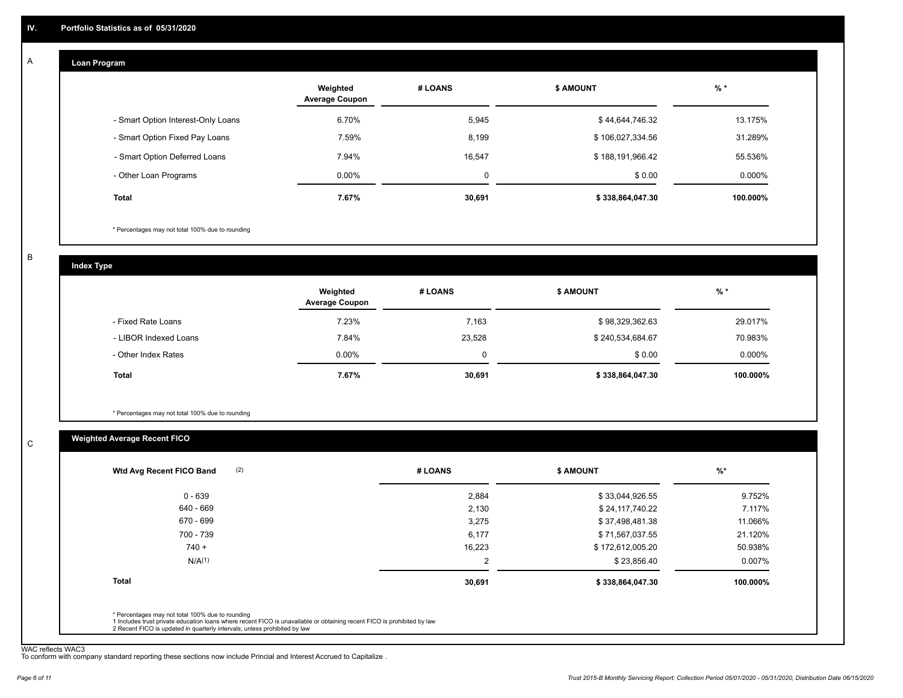## IV. Portfolio Statistics as of 05/31/2020

### A. Loan Program

| | Weighted Average Coupon | # LOANS | $ AMOUNT | % * |
|---|---|---|---|---|
| - Smart Option Interest-Only Loans | 6.70% | 5,945 | $ 44,644,746.32 | 13.175% |
| - Smart Option Fixed Pay Loans | 7.59% | 8,199 | $ 106,027,334.56 | 31.289% |
| - Smart Option Deferred Loans | 7.94% | 16,547 | $ 188,191,966.42 | 55.536% |
| - Other Loan Programs | 0.00% | 0 | $ 0.00 | 0.000% |
| **Total** | **7.67%** | **30,691** | **$ 338,864,047.30** | **100.000%** |

* Percentages may not total 100% due to rounding

### B. Index Type

| | Weighted Average Coupon | # LOANS | $ AMOUNT | % * |
|---|---|---|---|---|
| - Fixed Rate Loans | 7.23% | 7,163 | $ 98,329,362.63 | 29.017% |
| - LIBOR Indexed Loans | 7.84% | 23,528 | $ 240,534,684.67 | 70.983% |
| - Other Index Rates | 0.00% | 0 | $ 0.00 | 0.000% |
| **Total** | **7.67%** | **30,691** | **$ 338,864,047.30** | **100.000%** |

* Percentages may not total 100% due to rounding

### C. Weighted Average Recent FICO

| Wtd Avg Recent FICO Band (2) | # LOANS | $ AMOUNT | %* |
|---|---|---|---|
| 0 - 639 | 2,884 | $ 33,044,926.55 | 9.752% |
| 640 - 669 | 2,130 | $ 24,117,740.22 | 7.117% |
| 670 - 699 | 3,275 | $ 37,498,481.38 | 11.066% |
| 700 - 739 | 6,177 | $ 71,567,037.55 | 21.120% |
| 740 + | 16,223 | $ 172,612,005.20 | 50.938% |
| N/A(1) | 2 | $ 23,856.40 | 0.007% |
| **Total** | **30,691** | **$ 338,864,047.30** | **100.000%** |

* Percentages may not total 100% due to rounding
1 Includes trust private education loans where recent FICO is unavailable or obtaining recent FICO is prohibited by law
2 Recent FICO is updated in quarterly intervals; unless prohibited by law

WAC reflects WAC3
To conform with company standard reporting these sections now include Princial and Interest Accrued to Capitalize .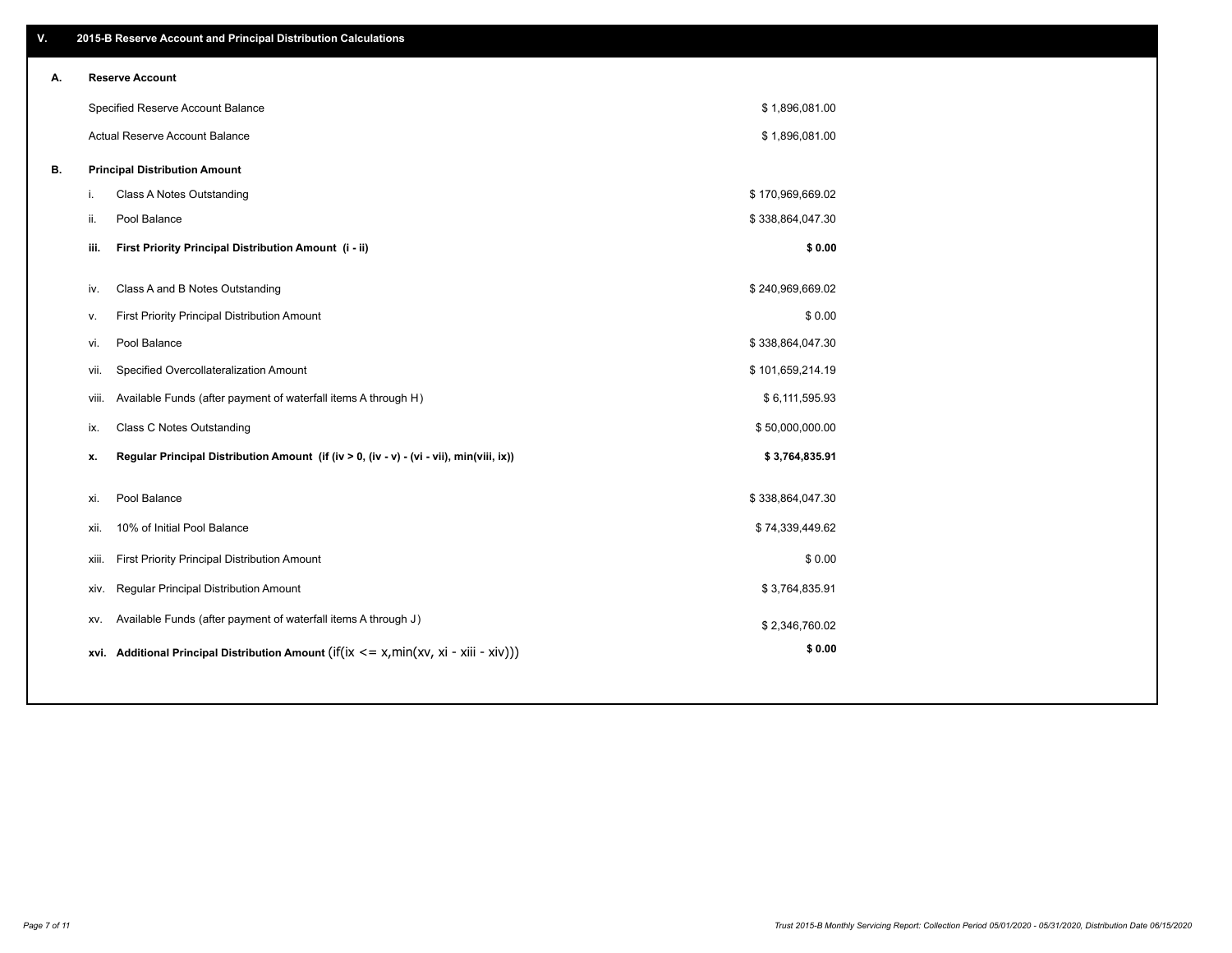## V. 2015-B Reserve Account and Principal Distribution Calculations

### A. Reserve Account

| | |
|---|---|
| Specified Reserve Account Balance | $ 1,896,081.00 |
| Actual Reserve Account Balance | $ 1,896,081.00 |

### B. Principal Distribution Amount

| | | |
|---|---|---|
| i. | Class A Notes Outstanding | $ 170,969,669.02 |
| ii. | Pool Balance | $ 338,864,047.30 |
| **iii.** | **First Priority Principal Distribution Amount (i - ii)** | **$ 0.00** |
| iv. | Class A and B Notes Outstanding | $ 240,969,669.02 |
| v. | First Priority Principal Distribution Amount | $ 0.00 |
| vi. | Pool Balance | $ 338,864,047.30 |
| vii. | Specified Overcollateralization Amount | $ 101,659,214.19 |
| viii. | Available Funds (after payment of waterfall items A through H) | $ 6,111,595.93 |
| ix. | Class C Notes Outstanding | $ 50,000,000.00 |
| **x.** | **Regular Principal Distribution Amount (if (iv > 0, (iv - v) - (vi - vii), min(viii, ix))** | **$ 3,764,835.91** |
| xi. | Pool Balance | $ 338,864,047.30 |
| xii. | 10% of Initial Pool Balance | $ 74,339,449.62 |
| xiii. | First Priority Principal Distribution Amount | $ 0.00 |
| xiv. | Regular Principal Distribution Amount | $ 3,764,835.91 |
| xv. | Available Funds (after payment of waterfall items A through J) | $ 2,346,760.02 |
| **xvi.** | **Additional Principal Distribution Amount** (if(ix <= x,min(xv, xi - xiii - xiv))) | **$ 0.00** |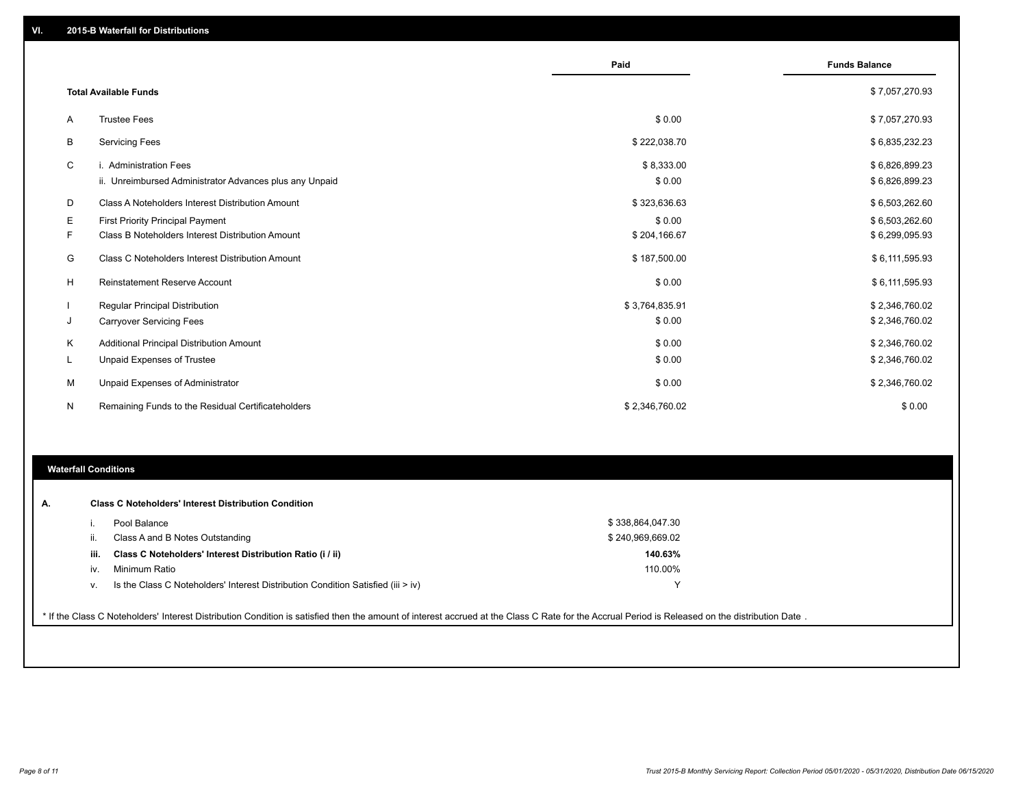## VI. 2015-B Waterfall for Distributions

| | | Paid | Funds Balance |
|---|---|---|---|
| | **Total Available Funds** | | $ 7,057,270.93 |
| A | Trustee Fees | $ 0.00 | $ 7,057,270.93 |
| B | Servicing Fees | $ 222,038.70 | $ 6,835,232.23 |
| C | i. Administration Fees | $ 8,333.00 | $ 6,826,899.23 |
| | ii. Unreimbursed Administrator Advances plus any Unpaid | $ 0.00 | $ 6,826,899.23 |
| D | Class A Noteholders Interest Distribution Amount | $ 323,636.63 | $ 6,503,262.60 |
| E | First Priority Principal Payment | $ 0.00 | $ 6,503,262.60 |
| F | Class B Noteholders Interest Distribution Amount | $ 204,166.67 | $ 6,299,095.93 |
| G | Class C Noteholders Interest Distribution Amount | $ 187,500.00 | $ 6,111,595.93 |
| H | Reinstatement Reserve Account | $ 0.00 | $ 6,111,595.93 |
| I | Regular Principal Distribution | $ 3,764,835.91 | $ 2,346,760.02 |
| J | Carryover Servicing Fees | $ 0.00 | $ 2,346,760.02 |
| K | Additional Principal Distribution Amount | $ 0.00 | $ 2,346,760.02 |
| L | Unpaid Expenses of Trustee | $ 0.00 | $ 2,346,760.02 |
| M | Unpaid Expenses of Administrator | $ 0.00 | $ 2,346,760.02 |
| N | Remaining Funds to the Residual Certificateholders | $ 2,346,760.02 | $ 0.00 |

### Waterfall Conditions

**A. Class C Noteholders' Interest Distribution Condition**

| | | |
|---|---|---|
| i. | Pool Balance | $ 338,864,047.30 |
| ii. | Class A and B Notes Outstanding | $ 240,969,669.02 |
| **iii.** | **Class C Noteholders' Interest Distribution Ratio (i / ii)** | **140.63%** |
| iv. | Minimum Ratio | 110.00% |
| v. | Is the Class C Noteholders' Interest Distribution Condition Satisfied (iii > iv) | Y |

* If the Class C Noteholders' Interest Distribution Condition is satisfied then the amount of interest accrued at the Class C Rate for the Accrual Period is Released on the distribution Date .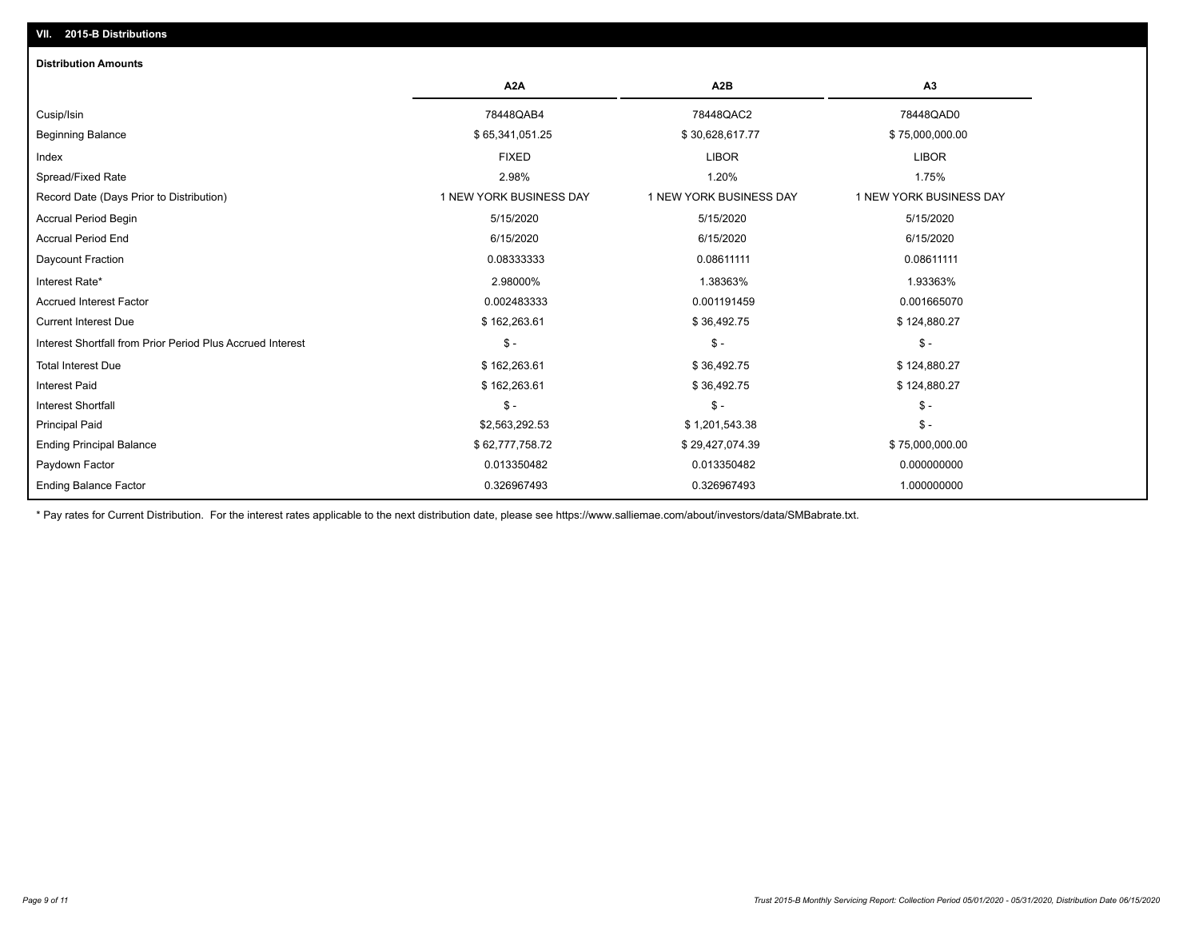## VII. 2015-B Distributions

### Distribution Amounts

| | A2A | A2B | A3 |
|---|---|---|---|
| Cusip/Isin | 78448QAB4 | 78448QAC2 | 78448QAD0 |
| Beginning Balance | $ 65,341,051.25 | $ 30,628,617.77 | $ 75,000,000.00 |
| Index | FIXED | LIBOR | LIBOR |
| Spread/Fixed Rate | 2.98% | 1.20% | 1.75% |
| Record Date (Days Prior to Distribution) | 1 NEW YORK BUSINESS DAY | 1 NEW YORK BUSINESS DAY | 1 NEW YORK BUSINESS DAY |
| Accrual Period Begin | 5/15/2020 | 5/15/2020 | 5/15/2020 |
| Accrual Period End | 6/15/2020 | 6/15/2020 | 6/15/2020 |
| Daycount Fraction | 0.08333333 | 0.08611111 | 0.08611111 |
| Interest Rate* | 2.98000% | 1.38363% | 1.93363% |
| Accrued Interest Factor | 0.002483333 | 0.001191459 | 0.001665070 |
| Current Interest Due | $ 162,263.61 | $ 36,492.75 | $ 124,880.27 |
| Interest Shortfall from Prior Period Plus Accrued Interest | $ - | $ - | $ - |
| Total Interest Due | $ 162,263.61 | $ 36,492.75 | $ 124,880.27 |
| Interest Paid | $ 162,263.61 | $ 36,492.75 | $ 124,880.27 |
| Interest Shortfall | $ - | $ - | $ - |
| Principal Paid | $2,563,292.53 | $ 1,201,543.38 | $ - |
| Ending Principal Balance | $ 62,777,758.72 | $ 29,427,074.39 | $ 75,000,000.00 |
| Paydown Factor | 0.013350482 | 0.013350482 | 0.000000000 |
| Ending Balance Factor | 0.326967493 | 0.326967493 | 1.000000000 |

* Pay rates for Current Distribution. For the interest rates applicable to the next distribution date, please see https://www.salliemae.com/about/investors/data/SMBabrate.txt.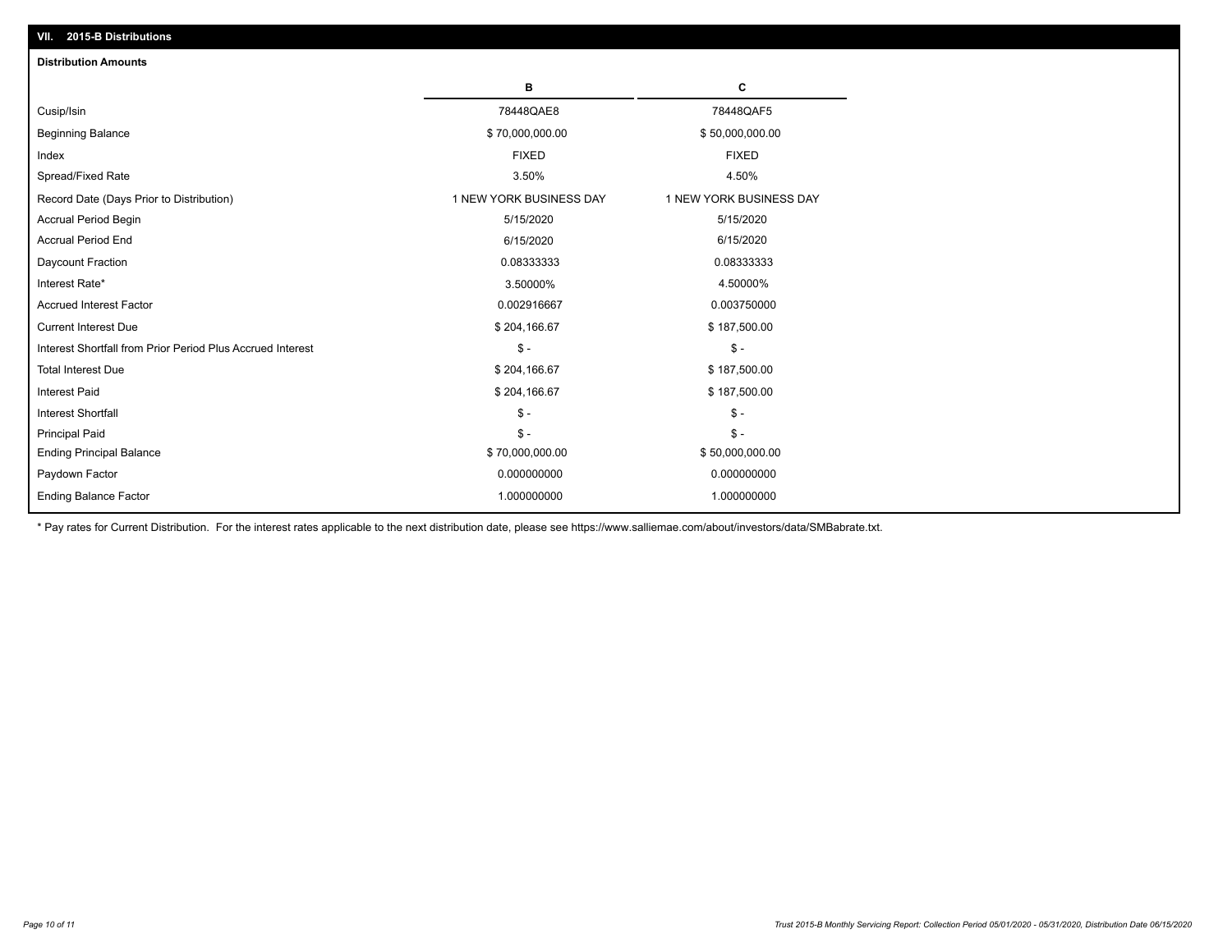## VII. 2015-B Distributions

### Distribution Amounts

| | B | C |
|---|---|---|
| Cusip/Isin | 78448QAE8 | 78448QAF5 |
| Beginning Balance | $ 70,000,000.00 | $ 50,000,000.00 |
| Index | FIXED | FIXED |
| Spread/Fixed Rate | 3.50% | 4.50% |
| Record Date (Days Prior to Distribution) | 1 NEW YORK BUSINESS DAY | 1 NEW YORK BUSINESS DAY |
| Accrual Period Begin | 5/15/2020 | 5/15/2020 |
| Accrual Period End | 6/15/2020 | 6/15/2020 |
| Daycount Fraction | 0.08333333 | 0.08333333 |
| Interest Rate* | 3.50000% | 4.50000% |
| Accrued Interest Factor | 0.002916667 | 0.003750000 |
| Current Interest Due | $ 204,166.67 | $ 187,500.00 |
| Interest Shortfall from Prior Period Plus Accrued Interest | $ - | $ - |
| Total Interest Due | $ 204,166.67 | $ 187,500.00 |
| Interest Paid | $ 204,166.67 | $ 187,500.00 |
| Interest Shortfall | $ - | $ - |
| Principal Paid | $ - | $ - |
| Ending Principal Balance | $ 70,000,000.00 | $ 50,000,000.00 |
| Paydown Factor | 0.000000000 | 0.000000000 |
| Ending Balance Factor | 1.000000000 | 1.000000000 |

* Pay rates for Current Distribution. For the interest rates applicable to the next distribution date, please see https://www.salliemae.com/about/investors/data/SMBabrate.txt.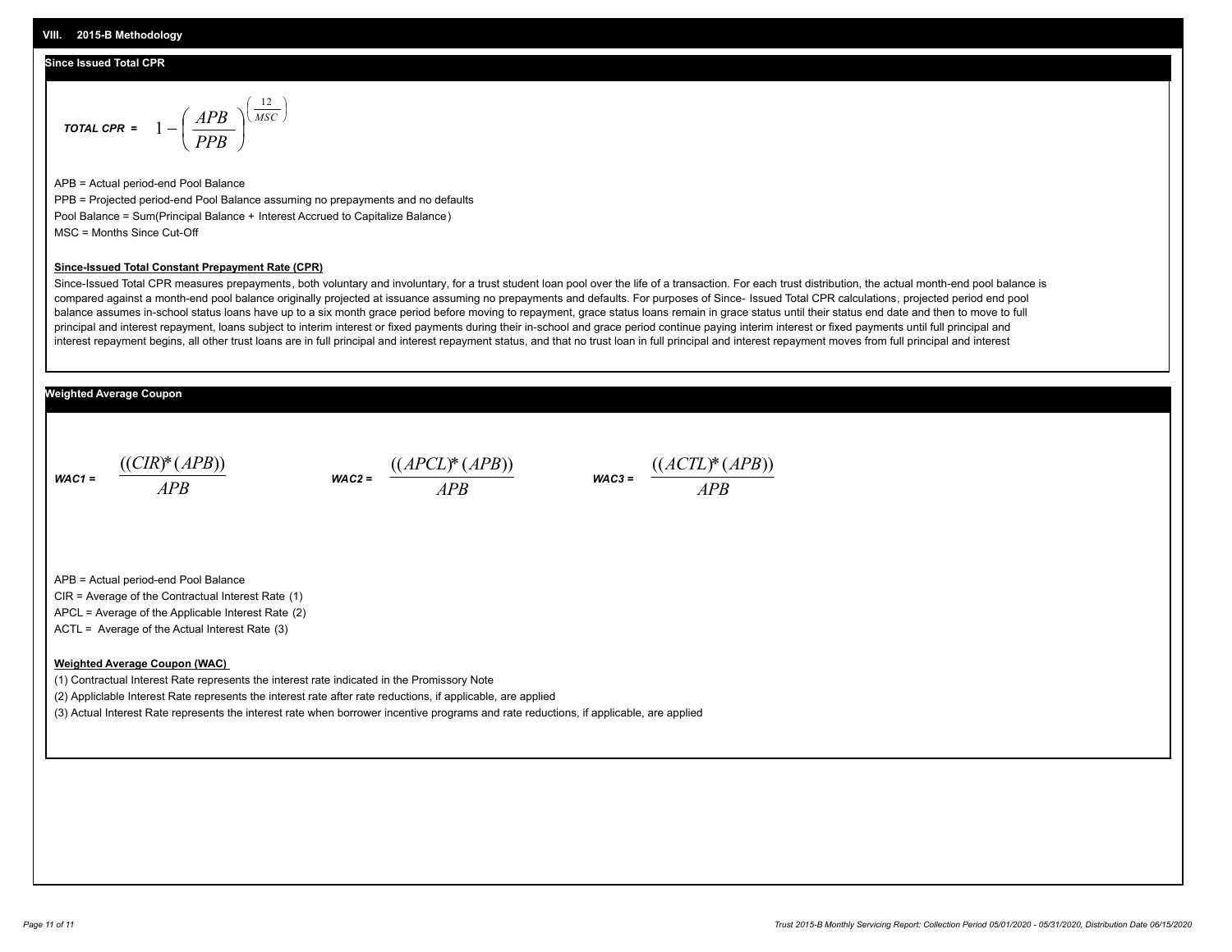## VIII. 2015-B Methodology

### Since Issued Total CPR

$$TOTAL\ CPR = 1 - \left(\frac{APB}{PPB}\right)^{\left(\frac{12}{MSC}\right)}$$

APB = Actual period-end Pool Balance

PPB = Projected period-end Pool Balance assuming no prepayments and no defaults

Pool Balance = Sum(Principal Balance + Interest Accrued to Capitalize Balance)

MSC = Months Since Cut-Off

**Since-Issued Total Constant Prepayment Rate (CPR)**

Since-Issued Total CPR measures prepayments, both voluntary and involuntary, for a trust student loan pool over the life of a transaction. For each trust distribution, the actual month-end pool balance is compared against a month-end pool balance originally projected at issuance assuming no prepayments and defaults. For purposes of Since- Issued Total CPR calculations, projected period end pool balance assumes in-school status loans have up to a six month grace period before moving to repayment, grace status loans remain in grace status until their status end date and then to move to full principal and interest repayment, loans subject to interim interest or fixed payments during their in-school and grace period continue paying interim interest or fixed payments until full principal and interest repayment begins, all other trust loans are in full principal and interest repayment status, and that no trust loan in full principal and interest repayment moves from full principal and interest

### Weighted Average Coupon

$$WAC1 = \frac{((CIR)*(APB))}{APB} \qquad WAC2 = \frac{((APCL)*(APB))}{APB} \qquad WAC3 = \frac{((ACTL)*(APB))}{APB}$$

APB = Actual period-end Pool Balance

CIR = Average of the Contractual Interest Rate (1)

APCL = Average of the Applicable Interest Rate (2)

ACTL = Average of the Actual Interest Rate (3)

**Weighted Average Coupon (WAC)**

(1) Contractual Interest Rate represents the interest rate indicated in the Promissory Note

(2) Appliclable Interest Rate represents the interest rate after rate reductions, if applicable, are applied

(3) Actual Interest Rate represents the interest rate when borrower incentive programs and rate reductions, if applicable, are applied